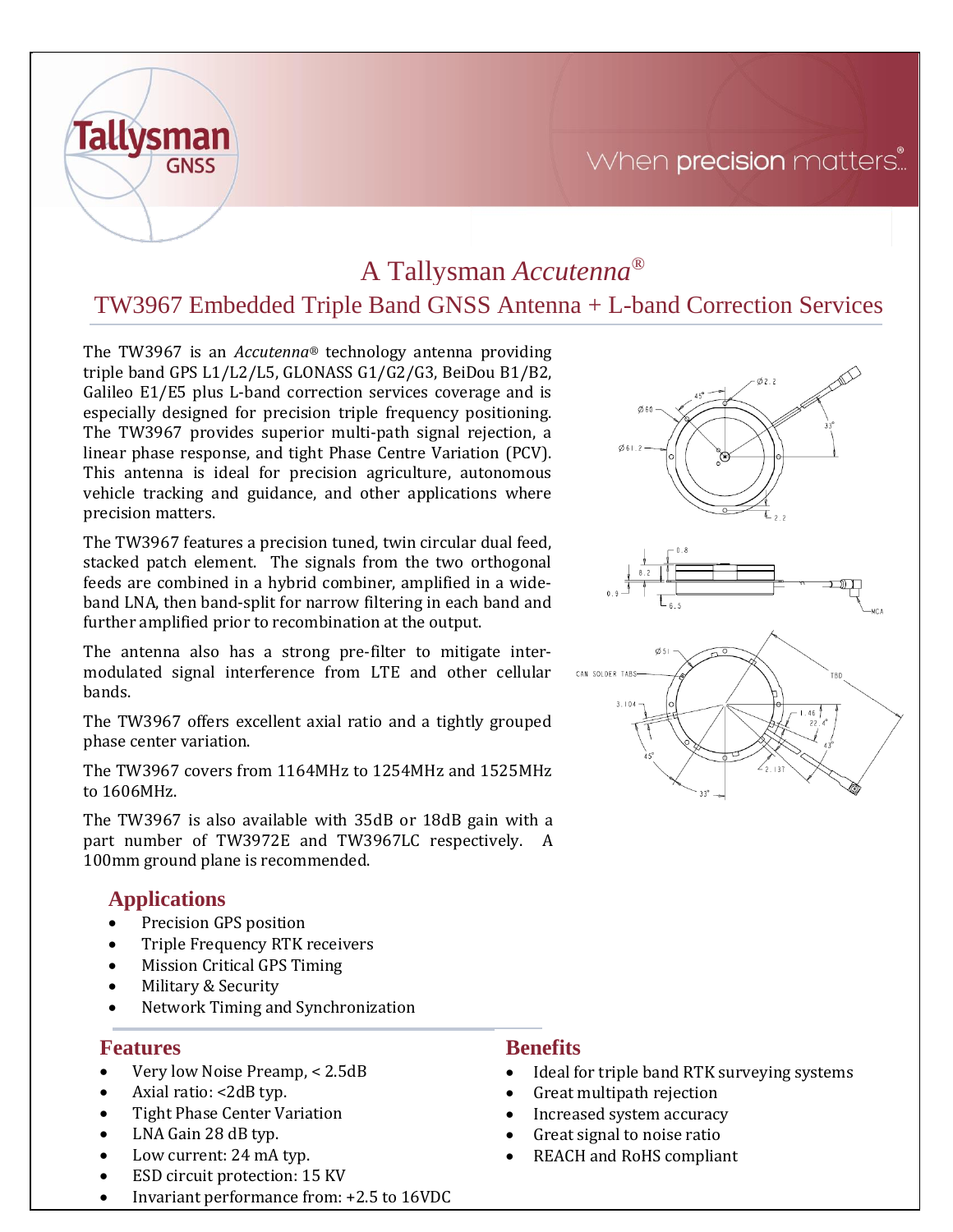# A Tallysman *Accutenna*®

## TW3967 Embedded Triple Band GNSS Antenna + L-band Correction Services

The TW3967 is an *Accutenna*® technology antenna providing triple band GPS L1/L2/L5, GLONASS G1/G2/G3, BeiDou B1/B2, Galileo E1/E5 plus L-band correction services coverage and is especially designed for precision triple frequency positioning. The TW3967 provides superior multi-path signal rejection, a linear phase response, and tight Phase Centre Variation (PCV). This antenna is ideal for precision agriculture, autonomous vehicle tracking and guidance, and other applications where precision matters.

The TW3967 features a precision tuned, twin circular dual feed, stacked patch element. The signals from the two orthogonal feeds are combined in a hybrid combiner, amplified in a wide-band LNA, then band-split for narrow filtering in each band and further amplified prior to recombination at the output.

The antenna also has a strong pre-filter to mitigate inter-modulated signal interference from LTE and other cellular bands.

The TW3967 offers excellent axial ratio and a tightly grouped phase center variation.

The TW3967 covers from 1164MHz to 1254MHz and 1525MHz to 1606MHz.

The TW3967 is also available with 35dB or 18dB gain with a part number of TW3972E and TW3967LC respectively. A 100mm ground plane is recommended.

## Applications

- Precision GPS position
- Triple Frequency RTK receivers
- Mission Critical GPS Timing
- Military & Security
- Network Timing and Synchronization

## Features

- Very low Noise Preamp, < 2.5dB
- Axial ratio: <2dB typ.
- Tight Phase Center Variation
- LNA Gain 28 dB typ.
- Low current: 24 mA typ.
- ESD circuit protection: 15 KV
- Invariant performance from: +2.5 to 16VDC

## Benefits

- Ideal for triple band RTK surveying systems
- Great multipath rejection
- Increased system accuracy
- Great signal to noise ratio
- REACH and RoHS compliant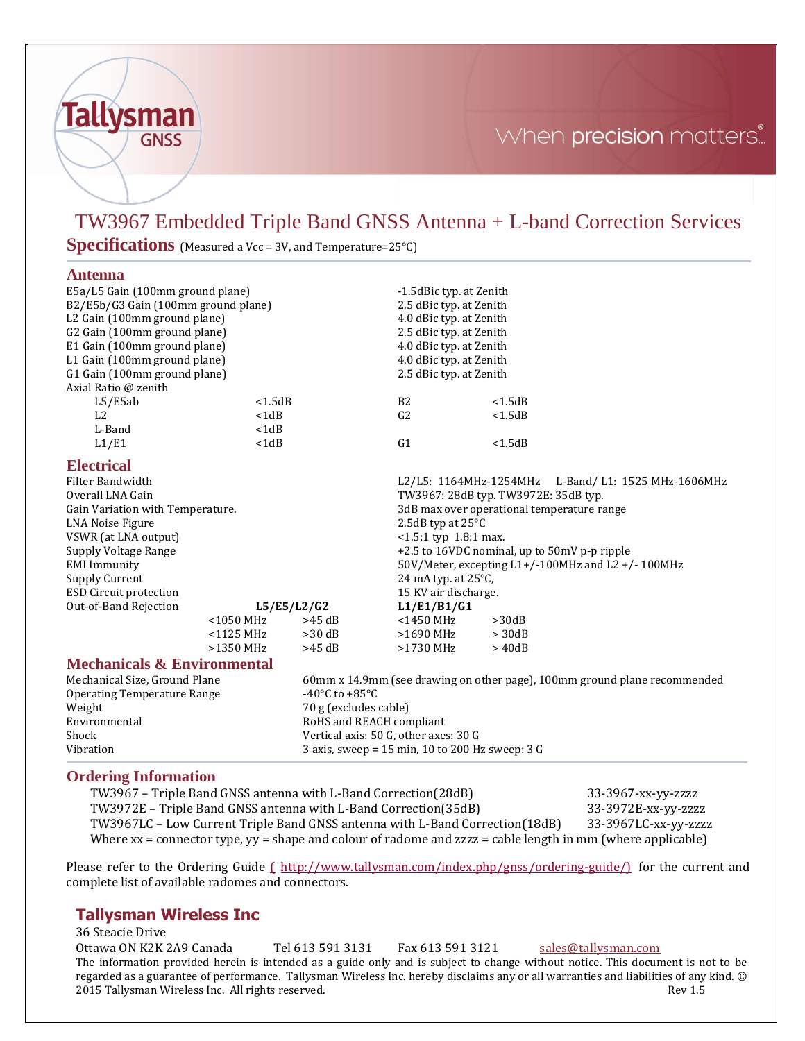# TW3967 Embedded Triple Band GNSS Antenna + L-band Correction Services

## Specifications (Measured a Vcc = 3V, and Temperature=25°C)

### Antenna

| | |
|---|---|
| E5a/L5 Gain (100mm ground plane) | -1.5dBic typ. at Zenith |
| B2/E5b/G3 Gain (100mm ground plane) | 2.5 dBic typ. at Zenith |
| L2 Gain (100mm ground plane) | 4.0 dBic typ. at Zenith |
| G2 Gain (100mm ground plane) | 2.5 dBic typ. at Zenith |
| E1 Gain (100mm ground plane) | 4.0 dBic typ. at Zenith |
| L1 Gain (100mm ground plane) | 4.0 dBic typ. at Zenith |
| G1 Gain (100mm ground plane) | 2.5 dBic typ. at Zenith |

Axial Ratio @ zenith

| | | | |
|---|---|---|---|
| L5/E5ab | <1.5dB | B2 | <1.5dB |
| L2 | <1dB | G2 | <1.5dB |
| L-Band | <1dB | | |
| L1/E1 | <1dB | G1 | <1.5dB |

### Electrical

| | |
|---|---|
| Filter Bandwidth | L2/L5: 1164MHz-1254MHz L-Band/ L1: 1525 MHz-1606MHz |
| Overall LNA Gain | TW3967: 28dB typ. TW3972E: 35dB typ. |
| Gain Variation with Temperature. | 3dB max over operational temperature range |
| LNA Noise Figure | 2.5dB typ at 25°C |
| VSWR (at LNA output) | <1.5:1 typ 1.8:1 max. |
| Supply Voltage Range | +2.5 to 16VDC nominal, up to 50mV p-p ripple |
| EMI Immunity | 50V/Meter, excepting L1+/-100MHz and L2 +/- 100MHz |
| Supply Current | 24 mA typ. at 25°C, |
| ESD Circuit protection | 15 KV air discharge. |

Out-of-Band Rejection

| L5/E5/L2/G2 | | L1/E1/B1/G1 | |
|---|---|---|---|
| <1050 MHz | >45 dB | <1450 MHz | >30dB |
| <1125 MHz | >30 dB | >1690 MHz | > 30dB |
| >1350 MHz | >45 dB | >1730 MHz | > 40dB |

### Mechanicals & Environmental

| | |
|---|---|
| Mechanical Size, Ground Plane | 60mm x 14.9mm (see drawing on other page), 100mm ground plane recommended |
| Operating Temperature Range | -40°C to +85°C |
| Weight | 70 g (excludes cable) |
| Environmental | RoHS and REACH compliant |
| Shock | Vertical axis: 50 G, other axes: 30 G |
| Vibration | 3 axis, sweep = 15 min, 10 to 200 Hz sweep: 3 G |

### Ordering Information

| | |
|---|---|
| TW3967 – Triple Band GNSS antenna with L-Band Correction(28dB) | 33-3967-xx-yy-zzzz |
| TW3972E – Triple Band GNSS antenna with L-Band Correction(35dB) | 33-3972E-xx-yy-zzzz |
| TW3967LC – Low Current Triple Band GNSS antenna with L-Band Correction(18dB) | 33-3967LC-xx-yy-zzzz |

Where xx = connector type, yy = shape and colour of radome and zzzz = cable length in mm (where applicable)

Please refer to the Ordering Guide ( http://www.tallysman.com/index.php/gnss/ordering-guide/) for the current and complete list of available radomes and connectors.

## Tallysman Wireless Inc

36 Steacie Drive
Ottawa ON K2K 2A9 Canada Tel 613 591 3131 Fax 613 591 3121 sales@tallysman.com

The information provided herein is intended as a guide only and is subject to change without notice. This document is not to be regarded as a guarantee of performance. Tallysman Wireless Inc. hereby disclaims any or all warranties and liabilities of any kind. © 2015 Tallysman Wireless Inc. All rights reserved. Rev 1.5